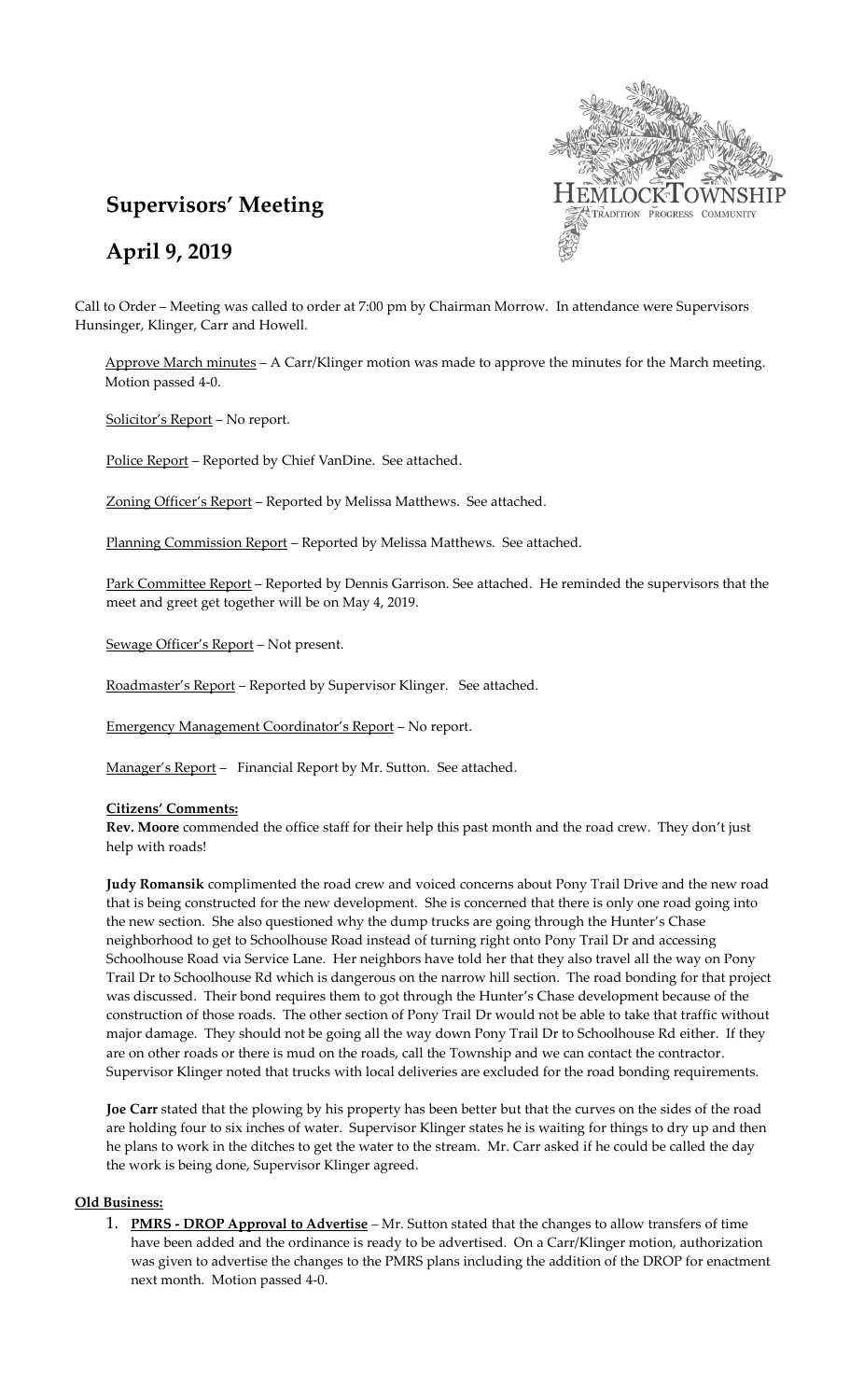# Supervisors' Meeting

## April 9, 2019

Call to Order – Meeting was called to order at 7:00 pm by Chairman Morrow. In attendance were Supervisors Hunsinger, Klinger, Carr and Howell.

Approve March minutes – A Carr/Klinger motion was made to approve the minutes for the March meeting. Motion passed 4-0.

Solicitor's Report – No report.

Police Report – Reported by Chief VanDine. See attached.

Zoning Officer's Report – Reported by Melissa Matthews. See attached.

Planning Commission Report – Reported by Melissa Matthews. See attached.

Park Committee Report – Reported by Dennis Garrison. See attached. He reminded the supervisors that the meet and greet get together will be on May 4, 2019.

Sewage Officer's Report – Not present.

Roadmaster's Report – Reported by Supervisor Klinger. See attached.

Emergency Management Coordinator's Report – No report.

Manager's Report – Financial Report by Mr. Sutton. See attached.

**Citizens' Comments:**

**Rev. Moore** commended the office staff for their help this past month and the road crew. They don't just help with roads!

**Judy Romansik** complimented the road crew and voiced concerns about Pony Trail Drive and the new road that is being constructed for the new development. She is concerned that there is only one road going into the new section. She also questioned why the dump trucks are going through the Hunter's Chase neighborhood to get to Schoolhouse Road instead of turning right onto Pony Trail Dr and accessing Schoolhouse Road via Service Lane. Her neighbors have told her that they also travel all the way on Pony Trail Dr to Schoolhouse Rd which is dangerous on the narrow hill section. The road bonding for that project was discussed. Their bond requires them to got through the Hunter's Chase development because of the construction of those roads. The other section of Pony Trail Dr would not be able to take that traffic without major damage. They should not be going all the way down Pony Trail Dr to Schoolhouse Rd either. If they are on other roads or there is mud on the roads, call the Township and we can contact the contractor. Supervisor Klinger noted that trucks with local deliveries are excluded for the road bonding requirements.

**Joe Carr** stated that the plowing by his property has been better but that the curves on the sides of the road are holding four to six inches of water. Supervisor Klinger states he is waiting for things to dry up and then he plans to work in the ditches to get the water to the stream. Mr. Carr asked if he could be called the day the work is being done, Supervisor Klinger agreed.

**Old Business:**

1. **PMRS - DROP Approval to Advertise** – Mr. Sutton stated that the changes to allow transfers of time have been added and the ordinance is ready to be advertised. On a Carr/Klinger motion, authorization was given to advertise the changes to the PMRS plans including the addition of the DROP for enactment next month. Motion passed 4-0.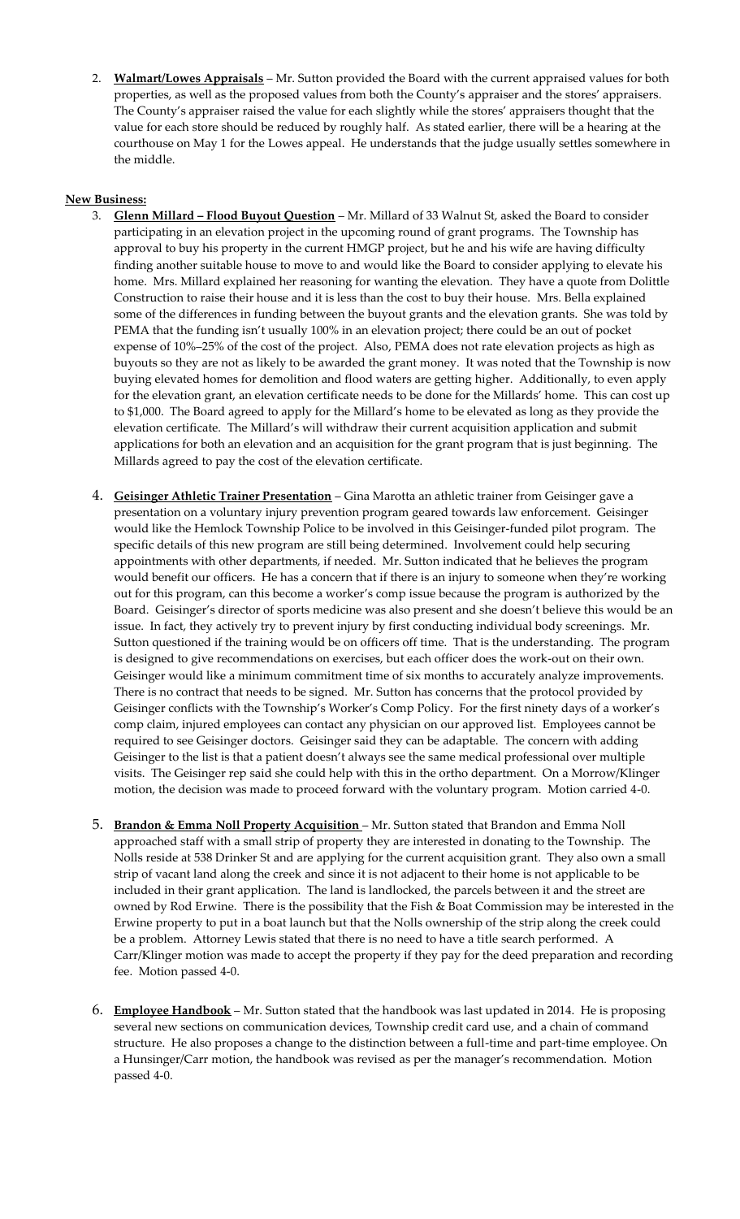2. **Walmart/Lowes Appraisals** – Mr. Sutton provided the Board with the current appraised values for both properties, as well as the proposed values from both the County's appraiser and the stores' appraisers. The County's appraiser raised the value for each slightly while the stores' appraisers thought that the value for each store should be reduced by roughly half. As stated earlier, there will be a hearing at the courthouse on May 1 for the Lowes appeal. He understands that the judge usually settles somewhere in the middle.

**New Business:**

3. **Glenn Millard – Flood Buyout Question** – Mr. Millard of 33 Walnut St, asked the Board to consider participating in an elevation project in the upcoming round of grant programs. The Township has approval to buy his property in the current HMGP project, but he and his wife are having difficulty finding another suitable house to move to and would like the Board to consider applying to elevate his home. Mrs. Millard explained her reasoning for wanting the elevation. They have a quote from Dolittle Construction to raise their house and it is less than the cost to buy their house. Mrs. Bella explained some of the differences in funding between the buyout grants and the elevation grants. She was told by PEMA that the funding isn't usually 100% in an elevation project; there could be an out of pocket expense of 10%–25% of the cost of the project. Also, PEMA does not rate elevation projects as high as buyouts so they are not as likely to be awarded the grant money. It was noted that the Township is now buying elevated homes for demolition and flood waters are getting higher. Additionally, to even apply for the elevation grant, an elevation certificate needs to be done for the Millards' home. This can cost up to $1,000. The Board agreed to apply for the Millard's home to be elevated as long as they provide the elevation certificate. The Millard's will withdraw their current acquisition application and submit applications for both an elevation and an acquisition for the grant program that is just beginning. The Millards agreed to pay the cost of the elevation certificate.

4. **Geisinger Athletic Trainer Presentation** – Gina Marotta an athletic trainer from Geisinger gave a presentation on a voluntary injury prevention program geared towards law enforcement. Geisinger would like the Hemlock Township Police to be involved in this Geisinger-funded pilot program. The specific details of this new program are still being determined. Involvement could help securing appointments with other departments, if needed. Mr. Sutton indicated that he believes the program would benefit our officers. He has a concern that if there is an injury to someone when they're working out for this program, can this become a worker's comp issue because the program is authorized by the Board. Geisinger's director of sports medicine was also present and she doesn't believe this would be an issue. In fact, they actively try to prevent injury by first conducting individual body screenings. Mr. Sutton questioned if the training would be on officers off time. That is the understanding. The program is designed to give recommendations on exercises, but each officer does the work-out on their own. Geisinger would like a minimum commitment time of six months to accurately analyze improvements. There is no contract that needs to be signed. Mr. Sutton has concerns that the protocol provided by Geisinger conflicts with the Township's Worker's Comp Policy. For the first ninety days of a worker's comp claim, injured employees can contact any physician on our approved list. Employees cannot be required to see Geisinger doctors. Geisinger said they can be adaptable. The concern with adding Geisinger to the list is that a patient doesn't always see the same medical professional over multiple visits. The Geisinger rep said she could help with this in the ortho department. On a Morrow/Klinger motion, the decision was made to proceed forward with the voluntary program. Motion carried 4-0.

5. **Brandon & Emma Noll Property Acquisition** – Mr. Sutton stated that Brandon and Emma Noll approached staff with a small strip of property they are interested in donating to the Township. The Nolls reside at 538 Drinker St and are applying for the current acquisition grant. They also own a small strip of vacant land along the creek and since it is not adjacent to their home is not applicable to be included in their grant application. The land is landlocked, the parcels between it and the street are owned by Rod Erwine. There is the possibility that the Fish & Boat Commission may be interested in the Erwine property to put in a boat launch but that the Nolls ownership of the strip along the creek could be a problem. Attorney Lewis stated that there is no need to have a title search performed. A Carr/Klinger motion was made to accept the property if they pay for the deed preparation and recording fee. Motion passed 4-0.

6. **Employee Handbook** – Mr. Sutton stated that the handbook was last updated in 2014. He is proposing several new sections on communication devices, Township credit card use, and a chain of command structure. He also proposes a change to the distinction between a full-time and part-time employee. On a Hunsinger/Carr motion, the handbook was revised as per the manager's recommendation. Motion passed 4-0.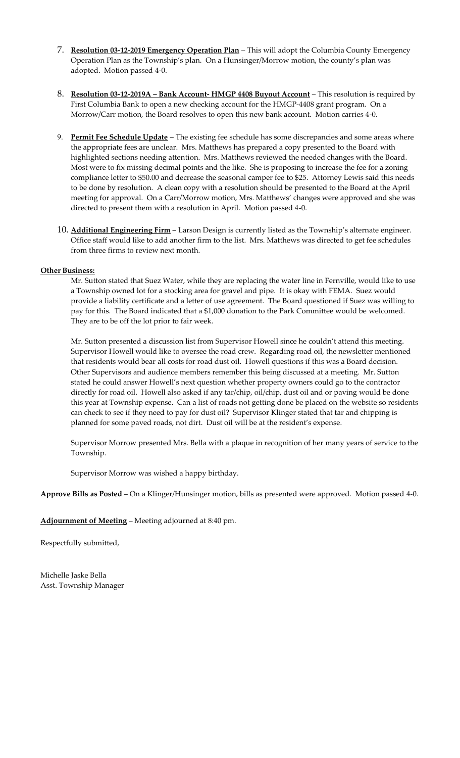7. **Resolution 03-12-2019 Emergency Operation Plan** – This will adopt the Columbia County Emergency Operation Plan as the Township's plan. On a Hunsinger/Morrow motion, the county's plan was adopted. Motion passed 4-0.

8. **Resolution 03-12-2019A – Bank Account- HMGP 4408 Buyout Account** – This resolution is required by First Columbia Bank to open a new checking account for the HMGP-4408 grant program. On a Morrow/Carr motion, the Board resolves to open this new bank account. Motion carries 4-0.

9. **Permit Fee Schedule Update** – The existing fee schedule has some discrepancies and some areas where the appropriate fees are unclear. Mrs. Matthews has prepared a copy presented to the Board with highlighted sections needing attention. Mrs. Matthews reviewed the needed changes with the Board. Most were to fix missing decimal points and the like. She is proposing to increase the fee for a zoning compliance letter to $50.00 and decrease the seasonal camper fee to $25. Attorney Lewis said this needs to be done by resolution. A clean copy with a resolution should be presented to the Board at the April meeting for approval. On a Carr/Morrow motion, Mrs. Matthews' changes were approved and she was directed to present them with a resolution in April. Motion passed 4-0.

10. **Additional Engineering Firm** – Larson Design is currently listed as the Township's alternate engineer. Office staff would like to add another firm to the list. Mrs. Matthews was directed to get fee schedules from three firms to review next month.

**Other Business:**

Mr. Sutton stated that Suez Water, while they are replacing the water line in Fernville, would like to use a Township owned lot for a stocking area for gravel and pipe. It is okay with FEMA. Suez would provide a liability certificate and a letter of use agreement. The Board questioned if Suez was willing to pay for this. The Board indicated that a $1,000 donation to the Park Committee would be welcomed. They are to be off the lot prior to fair week.

Mr. Sutton presented a discussion list from Supervisor Howell since he couldn't attend this meeting. Supervisor Howell would like to oversee the road crew. Regarding road oil, the newsletter mentioned that residents would bear all costs for road dust oil. Howell questions if this was a Board decision. Other Supervisors and audience members remember this being discussed at a meeting. Mr. Sutton stated he could answer Howell's next question whether property owners could go to the contractor directly for road oil. Howell also asked if any tar/chip, oil/chip, dust oil and or paving would be done this year at Township expense. Can a list of roads not getting done be placed on the website so residents can check to see if they need to pay for dust oil? Supervisor Klinger stated that tar and chipping is planned for some paved roads, not dirt. Dust oil will be at the resident's expense.

Supervisor Morrow presented Mrs. Bella with a plaque in recognition of her many years of service to the Township.

Supervisor Morrow was wished a happy birthday.

**Approve Bills as Posted** – On a Klinger/Hunsinger motion, bills as presented were approved. Motion passed 4-0.

**Adjournment of Meeting** – Meeting adjourned at 8:40 pm.

Respectfully submitted,

Michelle Jaske Bella
Asst. Township Manager